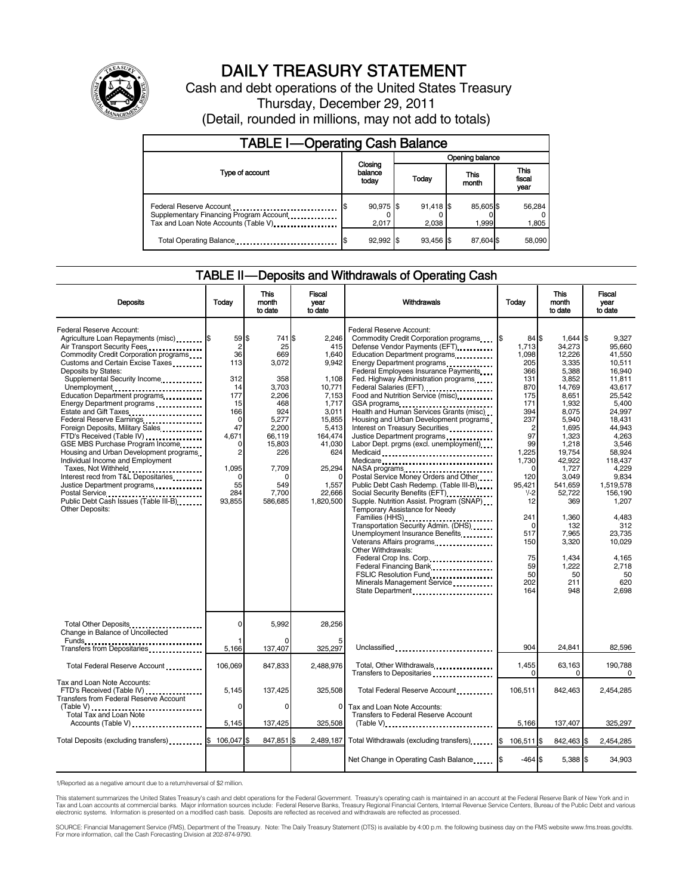# DAILY TREASURY STATEMENT

Cash and debt operations of the United States Treasury

Thursday, December 29, 2011

(Detail, rounded in millions, may not add to totals)

## TABLE I—Operating Cash Balance

| Type of account | Closing balance today | Opening balance Today | Opening balance This month | Opening balance This fiscal year |
|---|---|---|---|---|
| Federal Reserve Account | $ 90,975 | $ 91,418 | $ 85,605 | $ 56,284 |
| Supplementary Financing Program Account | 0 | 0 | 0 | 0 |
| Tax and Loan Note Accounts (Table V) | 2,017 | 2,038 | 1,999 | 1,805 |
| Total Operating Balance | $ 92,992 | $ 93,456 | $ 87,604 | $ 58,090 |

## TABLE II—Deposits and Withdrawals of Operating Cash

| Deposits | Today | This month to date | Fiscal year to date |
|---|---|---|---|
| Federal Reserve Account: | | | |
| Agriculture Loan Repayments (misc) | $ 59 | $ 741 | $ 2,246 |
| Air Transport Security Fees | 2 | 25 | 415 |
| Commodity Credit Corporation programs | 36 | 669 | 1,640 |
| Customs and Certain Excise Taxes | 113 | 3,072 | 9,942 |
| Deposits by States: | | | |
| Supplemental Security Income | 312 | 358 | 1,108 |
| Unemployment | 14 | 3,703 | 10,771 |
| Education Department programs | 177 | 2,206 | 7,153 |
| Energy Department programs | 15 | 468 | 1,717 |
| Estate and Gift Taxes | 166 | 924 | 3,011 |
| Federal Reserve Earnings | 0 | 5,277 | 15,855 |
| Foreign Deposits, Military Sales | 47 | 2,200 | 5,413 |
| FTD's Received (Table IV) | 4,671 | 66,119 | 164,474 |
| GSE MBS Purchase Program Income | 0 | 15,803 | 41,030 |
| Housing and Urban Development programs | 2 | 226 | 624 |
| Individual Income and Employment Taxes, Not Withheld | 1,095 | 7,709 | 25,294 |
| Interest recd from T&L Depositaries | 0 | 0 | 0 |
| Justice Department programs | 55 | 549 | 1,557 |
| Postal Service | 284 | 7,700 | 22,666 |
| Public Debt Cash Issues (Table III-B) | 93,855 | 586,685 | 1,820,500 |
| Other Deposits: | | | |
| Total Other Deposits | 0 | 5,992 | 28,256 |
| Change in Balance of Uncollected Funds | 1 | 0 | 5 |
| Transfers from Depositaries | 5,166 | 137,407 | 325,297 |
| Total Federal Reserve Account | 106,069 | 847,833 | 2,488,976 |
| Tax and Loan Note Accounts: | | | |
| FTD's Received (Table IV) | 5,145 | 137,425 | 325,508 |
| Transfers from Federal Reserve Account (Table V) | 0 | 0 | 0 |
| Total Tax and Loan Note Accounts (Table V) | 5,145 | 137,425 | 325,508 |
| Total Deposits (excluding transfers) | $ 106,047 | $ 847,851 | $ 2,489,187 |

| Withdrawals | Today | This month to date | Fiscal year to date |
|---|---|---|---|
| Federal Reserve Account: | | | |
| Commodity Credit Corporation programs | $ 84 | $ 1,644 | $ 9,327 |
| Defense Vendor Payments (EFT) | 1,713 | 34,273 | 95,660 |
| Education Department programs | 1,098 | 12,226 | 41,550 |
| Energy Department programs | 205 | 3,335 | 10,511 |
| Federal Employees Insurance Payments | 366 | 5,388 | 16,940 |
| Fed. Highway Administration programs | 131 | 3,852 | 11,811 |
| Federal Salaries (EFT) | 870 | 14,769 | 43,617 |
| Food and Nutrition Service (misc) | 175 | 8,651 | 25,542 |
| GSA programs | 171 | 1,932 | 5,400 |
| Health and Human Services Grants (misc) | 394 | 8,075 | 24,997 |
| Housing and Urban Development programs | 237 | 5,940 | 18,431 |
| Interest on Treasury Securities | 2 | 1,695 | 44,943 |
| Justice Department programs | 97 | 1,323 | 4,263 |
| Labor Dept. prgms (excl. unemployment) | 99 | 1,218 | 3,546 |
| Medicaid | 1,225 | 19,754 | 58,924 |
| Medicare | 1,730 | 42,922 | 118,437 |
| NASA programs | 0 | 1,727 | 4,229 |
| Postal Service Money Orders and Other | 120 | 3,049 | 9,834 |
| Public Debt Cash Redemp. (Table III-B) | 95,421 | 541,659 | 1,519,578 |
| Social Security Benefits (EFT) | 1/-2 | 52,722 | 156,190 |
| Supple. Nutrition Assist. Program (SNAP) | 12 | 369 | 1,207 |
| Temporary Assistance for Needy Families (HHS) | 241 | 1,360 | 4,483 |
| Transportation Security Admin. (DHS) | 0 | 132 | 312 |
| Unemployment Insurance Benefits | 517 | 7,965 | 23,735 |
| Veterans Affairs programs | 150 | 3,320 | 10,029 |
| Other Withdrawals: | | | |
| Federal Crop Ins. Corp. | 75 | 1,434 | 4,165 |
| Federal Financing Bank | 59 | 1,222 | 2,718 |
| FSLIC Resolution Fund | 50 | 50 | 50 |
| Minerals Management Service | 202 | 211 | 620 |
| State Department | 164 | 948 | 2,698 |
| Unclassified | 904 | 24,841 | 82,596 |
| Total, Other Withdrawals | 1,455 | 63,163 | 190,788 |
| Transfers to Depositaries | 0 | 0 | 0 |
| Total Federal Reserve Account | 106,511 | 842,463 | 2,454,285 |
| Tax and Loan Note Accounts: | | | |
| Transfers to Federal Reserve Account (Table V) | 5,166 | 137,407 | 325,297 |
| Total Withdrawals (excluding transfers) | $ 106,511 | $ 842,463 | $ 2,454,285 |
| Net Change in Operating Cash Balance | $ -464 | $ 5,388 | $ 34,903 |

1/Reported as a negative amount due to a return/reversal of $2 million.

This statement summarizes the United States Treasury's cash and debt operations for the Federal Government. Treasury's operating cash is maintained in an account at the Federal Reserve Bank of New York and in Tax and Loan accounts at commercial banks. Major information sources include: Federal Reserve Banks, Treasury Regional Financial Centers, Internal Revenue Service Centers, Bureau of the Public Debt and various electronic systems. Information is presented on a modified cash basis. Deposits are reflected as received and withdrawals are reflected as processed.

SOURCE: Financial Management Service (FMS), Department of the Treasury. Note: The Daily Treasury Statement (DTS) is available by 4:00 p.m. the following business day on the FMS website www.fms.treas.gov/dts. For more information, call the Cash Forecasting Division at 202-874-9790.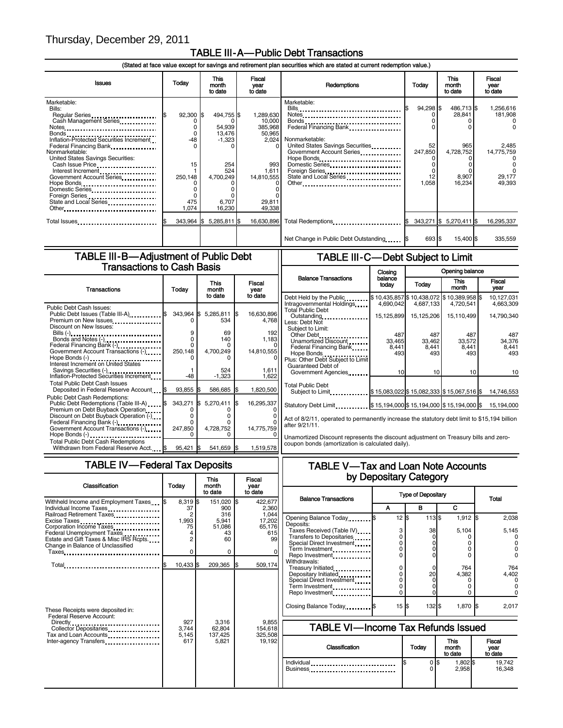Thursday, December 29, 2011

## TABLE III-A—Public Debt Transactions

(Stated at face value except for savings and retirement plan securities which are stated at current redemption value.)

| Issues | Today | This month to date | Fiscal year to date |
|---|---|---|---|
| Marketable: | | | |
| Bills: | | | |
| Regular Series | $ 92,300 | $ 494,755 | $ 1,289,630 |
| Cash Management Series | 0 | 0 | 10,000 |
| Notes | 0 | 54,939 | 385,968 |
| Bonds | 0 | 13,476 | 50,965 |
| Inflation-Protected Securities Increment | -48 | -1,323 | 2,024 |
| Federal Financing Bank | 0 | 0 | 0 |
| Nonmarketable: | | | |
| United States Savings Securities: | | | |
| Cash Issue Price | 15 | 254 | 993 |
| Interest Increment | 1 | 524 | 1,611 |
| Government Account Series | 250,148 | 4,700,249 | 14,810,555 |
| Hope Bonds | 0 | 0 | 0 |
| Domestic Series | 0 | 0 | 0 |
| Foreign Series | 0 | 0 | 0 |
| State and Local Series | 475 | 6,707 | 29,811 |
| Other | 1,074 | 16,230 | 49,338 |
| Total Issues | $ 343,964 | $ 5,285,811 | $ 16,630,896 |

| Redemptions | Today | This month to date | Fiscal year to date |
|---|---|---|---|
| Marketable: | | | |
| Bills | $ 94,298 | $ 486,713 | $ 1,256,616 |
| Notes | 0 | 28,841 | 181,908 |
| Bonds | 0 | 0 | 0 |
| Federal Financing Bank | 0 | 0 | 0 |
| Nonmarketable: | | | |
| United States Savings Securities | 52 | 965 | 2,485 |
| Government Account Series | 247,850 | 4,728,752 | 14,775,759 |
| Hope Bonds | 0 | 0 | 0 |
| Domestic Series | 0 | 0 | 0 |
| Foreign Series | 0 | 0 | 0 |
| State and Local Series | 12 | 8,907 | 29,177 |
| Other | 1,058 | 16,234 | 49,393 |
| Total Redemptions | $ 343,271 | $ 5,270,411 | $ 16,295,337 |
| Net Change in Public Debt Outstanding | $ 693 | $ 15,400 | $ 335,559 |

## TABLE III-B—Adjustment of Public Debt Transactions to Cash Basis

| Transactions | Today | This month to date | Fiscal year to date |
|---|---|---|---|
| Public Debt Cash Issues: | | | |
| Public Debt Issues (Table III-A) | $ 343,964 | $ 5,285,811 | $ 16,630,896 |
| Premium on New Issues | 0 | 534 | 4,768 |
| Discount on New Issues: | | | |
| Bills (-) | 9 | 69 | 192 |
| Bonds and Notes (-) | 0 | 140 | 1,183 |
| Federal Financing Bank (-) | 0 | 0 | 0 |
| Government Account Transactions (-) | 250,148 | 4,700,249 | 14,810,555 |
| Hope Bonds (-) | 0 | 0 | 0 |
| Interest Increment on United States Savings Securities (-) | 1 | 524 | 1,611 |
| Inflation-Protected Securities Increment | -48 | -1,323 | 1,622 |
| Total Public Debt Cash Issues Deposited in Federal Reserve Account | $ 93,855 | $ 586,685 | $ 1,820,500 |
| Public Debt Cash Redemptions: | | | |
| Public Debt Redemptions (Table III-A) | $ 343,271 | $ 5,270,411 | $ 16,295,337 |
| Premium on Debt Buyback Operation | 0 | 0 | 0 |
| Discount on Debt Buyback Operation (-) | 0 | 0 | 0 |
| Federal Financing Bank (-) | 0 | 0 | 0 |
| Government Account Transactions (-) | 247,850 | 4,728,752 | 14,775,759 |
| Hope Bonds (-) | 0 | 0 | 0 |
| Total Public Debt Cash Redemptions Withdrawn from Federal Reserve Acct. | $ 95,421 | $ 541,659 | $ 1,519,578 |

## TABLE III-C—Debt Subject to Limit

| Balance Transactions | Closing balance today | Opening balance Today | Opening balance This month | Opening balance Fiscal year |
|---|---|---|---|---|
| Debt Held by the Public | $ 10,435,857 | $ 10,438,072 | $ 10,389,958 | $ 10,127,031 |
| Intragovernmental Holdings | 4,690,042 | 4,687,133 | 4,720,541 | 4,663,309 |
| Total Public Debt Outstanding | 15,125,899 | 15,125,206 | 15,110,499 | 14,790,340 |
| Less: Debt Not Subject to Limit: | | | | |
| Other Debt | 487 | 487 | 487 | 487 |
| Unamortized Discount | 33,465 | 33,462 | 33,572 | 34,376 |
| Federal Financing Bank | 8,441 | 8,441 | 8,441 | 8,441 |
| Hope Bonds | 493 | 493 | 493 | 493 |
| Plus: Other Debt Subject to Limit | | | | |
| Guaranteed Debt of Government Agencies | 10 | 10 | 10 | 10 |
| Total Public Debt Subject to Limit | $ 15,083,022 | $ 15,082,333 | $ 15,067,516 | $ 14,746,553 |
| Statutory Debt Limit | $ 15,194,000 | $ 15,194,000 | $ 15,194,000 | $ 15,194,000 |

Act of 8/2/11, operated to permanently increase the statutory debt limit to $15,194 billion after 9/21/11.

Unamortized Discount represents the discount adjustment on Treasury bills and zero-coupon bonds (amortization is calculated daily).

## TABLE IV—Federal Tax Deposits

| Classification | Today | This month to date | Fiscal year to date |
|---|---|---|---|
| Withheld Income and Employment Taxes | $ 8,319 | $ 151,020 | $ 422,677 |
| Individual Income Taxes | 37 | 900 | 2,360 |
| Railroad Retirement Taxes | 2 | 316 | 1,044 |
| Excise Taxes | 1,993 | 5,941 | 17,202 |
| Corporation Income Taxes | 75 | 51,086 | 65,176 |
| Federal Unemployment Taxes | 4 | 43 | 615 |
| Estate and Gift Taxes & Misc IRS Rcpts. | 2 | 60 | 99 |
| Change in Balance of Unclassified Taxes | 0 | 0 | 0 |
| Total | $ 10,433 | $ 209,365 | $ 509,174 |
| These Receipts were deposited in: | | | |
| Federal Reserve Account: | | | |
| Directly | 927 | 3,316 | 9,855 |
| Collector Depositaries | 3,744 | 62,804 | 154,618 |
| Tax and Loan Accounts | 5,145 | 137,425 | 325,508 |
| Inter-agency Transfers | 617 | 5,821 | 19,192 |

## TABLE V—Tax and Loan Note Accounts by Depositary Category

| Balance Transactions | Type of Depositary A | Type of Depositary B | Type of Depositary C | Total |
|---|---|---|---|---|
| Opening Balance Today | $ 12 | $ 113 | $ 1,912 | $ 2,038 |
| Deposits: | | | | |
| Taxes Received (Table IV) | 3 | 38 | 5,104 | 5,145 |
| Transfers to Depositaries | 0 | 0 | 0 | 0 |
| Special Direct Investment | 0 | 0 | 0 | 0 |
| Term Investment | 0 | 0 | 0 | 0 |
| Repo Investment | 0 | 0 | 0 | 0 |
| Withdrawals: | | | | |
| Treasury Initiated | 0 | 0 | 764 | 764 |
| Depositary Initiated | 0 | 20 | 4,382 | 4,402 |
| Special Direct Investment | 0 | 0 | 0 | 0 |
| Term Investment | 0 | 0 | 0 | 0 |
| Repo Investment | 0 | 0 | 0 | 0 |
| Closing Balance Today | $ 15 | $ 132 | $ 1,870 | $ 2,017 |

## TABLE VI—Income Tax Refunds Issued

| Classification | Today | This month to date | Fiscal year to date |
|---|---|---|---|
| Individual | $ 0 | $ 1,802 | $ 19,742 |
| Business | 0 | 2,958 | 16,348 |